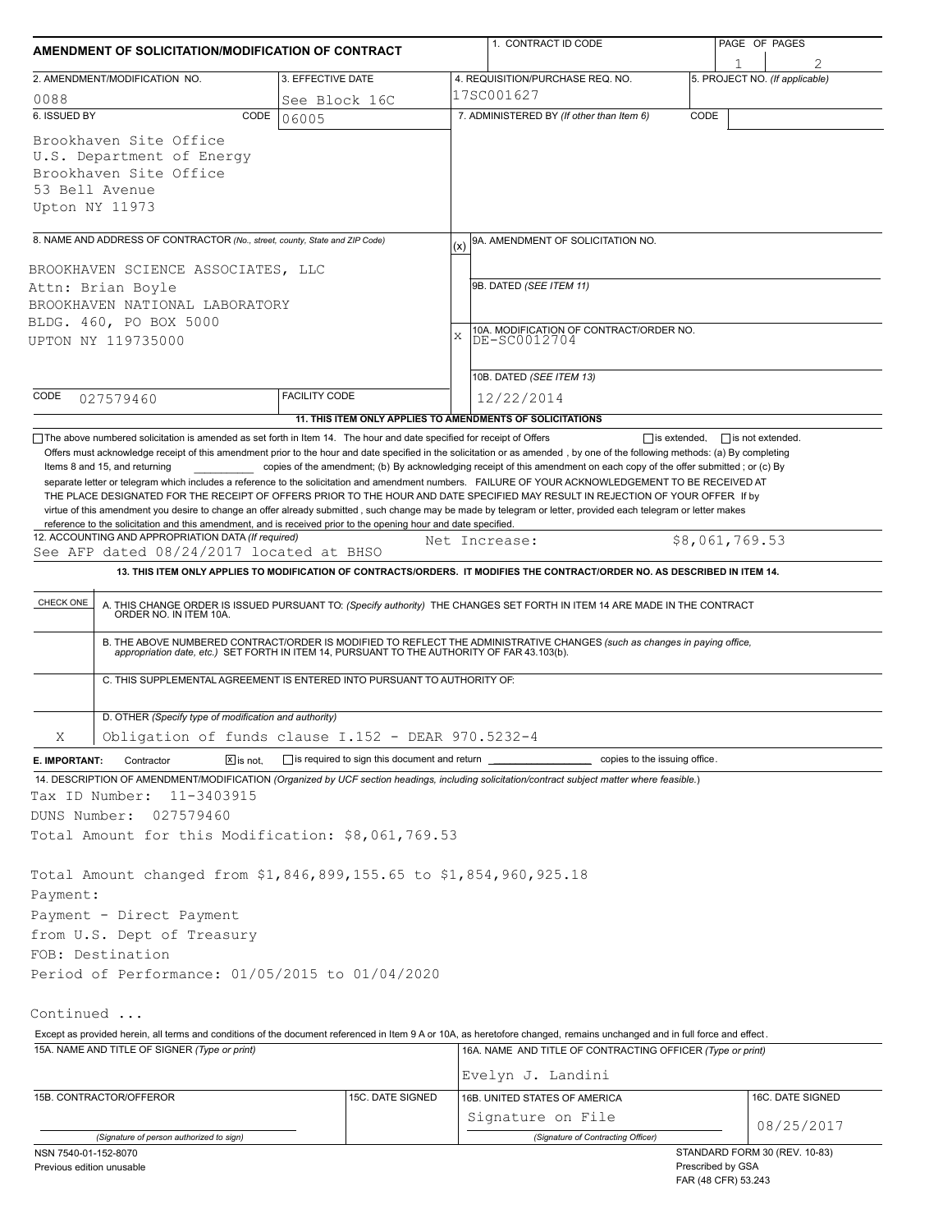# AMENDMENT OF SOLICITATION/MODIFICATION OF CONTRACT

| 1. CONTRACT ID CODE | PAGE OF PAGES |
|---|---|
| | 1 / 2 |

| 2. AMENDMENT/MODIFICATION NO. | 3. EFFECTIVE DATE | 4. REQUISITION/PURCHASE REQ. NO. | 5. PROJECT NO. (If applicable) |
|---|---|---|---|
| 0088 | See Block 16C | 17SC001627 | |

**6. ISSUED BY** CODE 06005

Brookhaven Site Office
U.S. Department of Energy
Brookhaven Site Office
53 Bell Avenue
Upton NY 11973

**7. ADMINISTERED BY** (If other than Item 6) CODE

**8. NAME AND ADDRESS OF CONTRACTOR** (No., street, county, State and ZIP Code)

BROOKHAVEN SCIENCE ASSOCIATES, LLC
Attn: Brian Boyle
BROOKHAVEN NATIONAL LABORATORY
BLDG. 460, PO BOX 5000
UPTON NY 119735000

CODE 027579460 FACILITY CODE

(x) 9A. AMENDMENT OF SOLICITATION NO.

9B. DATED (SEE ITEM 11)

X 10A. MODIFICATION OF CONTRACT/ORDER NO.
DE-SC0012704

10B. DATED (SEE ITEM 13)
12/22/2014

**11. THIS ITEM ONLY APPLIES TO AMENDMENTS OF SOLICITATIONS**

☐ The above numbered solicitation is amended as set forth in Item 14. The hour and date specified for receipt of Offers ☐ is extended, ☐ is not extended.
Offers must acknowledge receipt of this amendment prior to the hour and date specified in the solicitation or as amended , by one of the following methods: (a) By completing Items 8 and 15, and returning ________ copies of the amendment; (b) By acknowledging receipt of this amendment on each copy of the offer submitted ; or (c) By separate letter or telegram which includes a reference to the solicitation and amendment numbers. FAILURE OF YOUR ACKNOWLEDGEMENT TO BE RECEIVED AT THE PLACE DESIGNATED FOR THE RECEIPT OF OFFERS PRIOR TO THE HOUR AND DATE SPECIFIED MAY RESULT IN REJECTION OF YOUR OFFER If by virtue of this amendment you desire to change an offer already submitted , such change may be made by telegram or letter, provided each telegram or letter makes reference to the solicitation and this amendment, and is received prior to the opening hour and date specified.

**12. ACCOUNTING AND APPROPRIATION DATA** (If required)
See AFP dated 08/24/2017 located at BHSO     Net Increase: $8,061,769.53

**13. THIS ITEM ONLY APPLIES TO MODIFICATION OF CONTRACTS/ORDERS. IT MODIFIES THE CONTRACT/ORDER NO. AS DESCRIBED IN ITEM 14.**

| CHECK ONE | |
|---|---|
| | A. THIS CHANGE ORDER IS ISSUED PURSUANT TO: (Specify authority) THE CHANGES SET FORTH IN ITEM 14 ARE MADE IN THE CONTRACT ORDER NO. IN ITEM 10A. |
| | B. THE ABOVE NUMBERED CONTRACT/ORDER IS MODIFIED TO REFLECT THE ADMINISTRATIVE CHANGES (such as changes in paying office, appropriation date, etc.) SET FORTH IN ITEM 14, PURSUANT TO THE AUTHORITY OF FAR 43.103(b). |
| | C. THIS SUPPLEMENTAL AGREEMENT IS ENTERED INTO PURSUANT TO AUTHORITY OF: |
| X | D. OTHER (Specify type of modification and authority) Obligation of funds clause I.152 - DEAR 970.5232-4 |

**E. IMPORTANT:** Contractor ☒ is not, ☐ is required to sign this document and return ________ copies to the issuing office.

**14. DESCRIPTION OF AMENDMENT/MODIFICATION** (Organized by UCF section headings, including solicitation/contract subject matter where feasible.)

Tax ID Number: 11-3403915
DUNS Number: 027579460
Total Amount for this Modification: $8,061,769.53

Total Amount changed from $1,846,899,155.65 to $1,854,960,925.18
Payment:
Payment - Direct Payment
from U.S. Dept of Treasury
FOB: Destination
Period of Performance: 01/05/2015 to 01/04/2020

Continued ...

Except as provided herein, all terms and conditions of the document referenced in Item 9 A or 10A, as heretofore changed, remains unchanged and in full force and effect.

| 15A. NAME AND TITLE OF SIGNER (Type or print) | | 16A. NAME AND TITLE OF CONTRACTING OFFICER (Type or print) | |
|---|---|---|---|
| | | Evelyn J. Landini | |
| 15B. CONTRACTOR/OFFEROR | 15C. DATE SIGNED | 16B. UNITED STATES OF AMERICA | 16C. DATE SIGNED |
| (Signature of person authorized to sign) | | Signature on File (Signature of Contracting Officer) | 08/25/2017 |

NSN 7540-01-152-8070
Previous edition unusable

STANDARD FORM 30 (REV. 10-83)
Prescribed by GSA
FAR (48 CFR) 53.243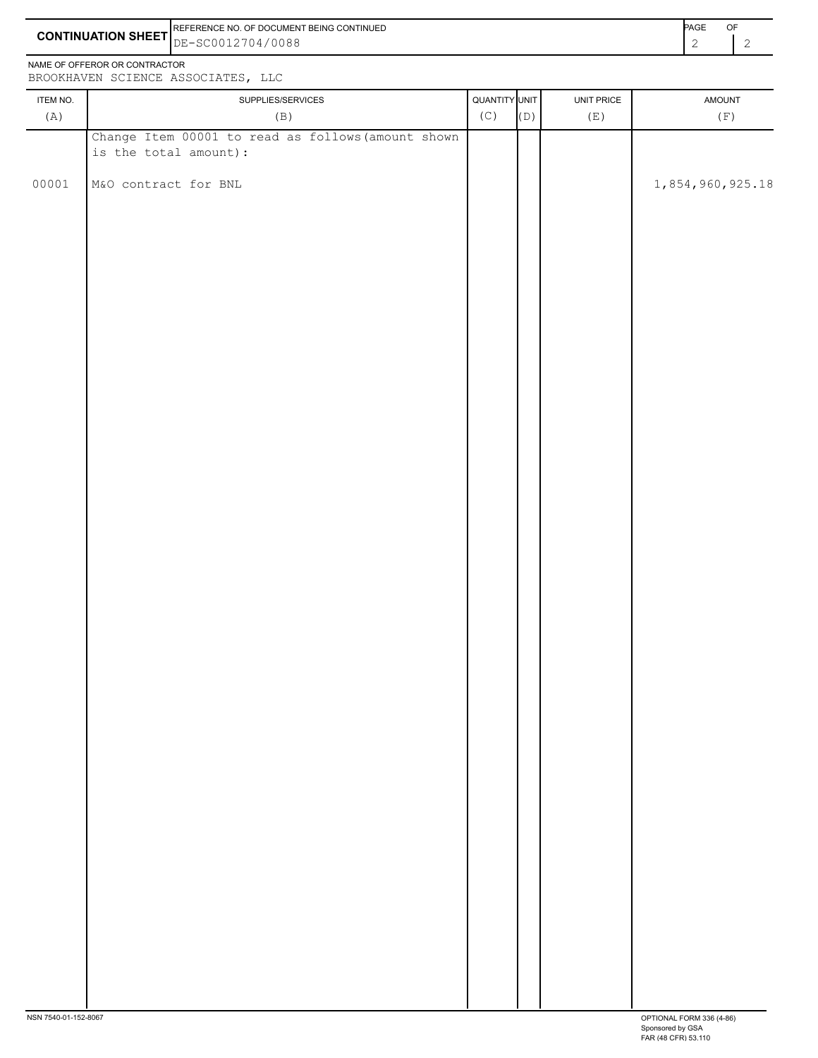**CONTINUATION SHEET**

REFERENCE NO. OF DOCUMENT BEING CONTINUED
DE-SC0012704/0088

NAME OF OFFEROR OR CONTRACTOR
BROOKHAVEN SCIENCE ASSOCIATES, LLC

| ITEM NO. (A) | SUPPLIES/SERVICES (B) | QUANTITY (C) | UNIT (D) | UNIT PRICE (E) | AMOUNT (F) |
|---|---|---|---|---|---|
| | Change Item 00001 to read as follows(amount shown is the total amount): | | | | |
| 00001 | M&O contract for BNL | | | | 1,854,960,925.18 |

NSN 7540-01-152-8067

OPTIONAL FORM 336 (4-86)
Sponsored by GSA
FAR (48 CFR) 53.110